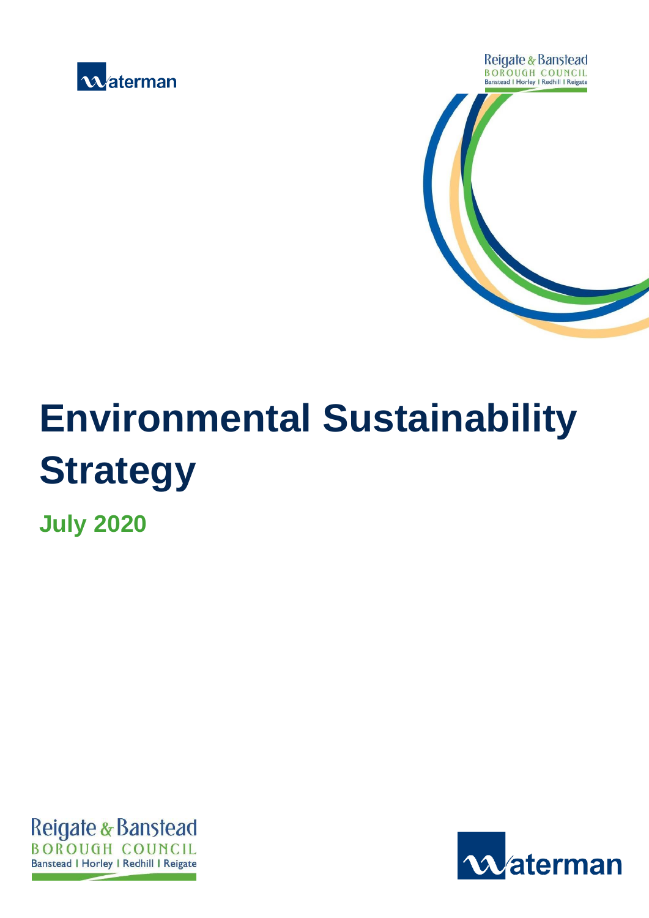# Environmental Sustainability Strategy

**July 2020**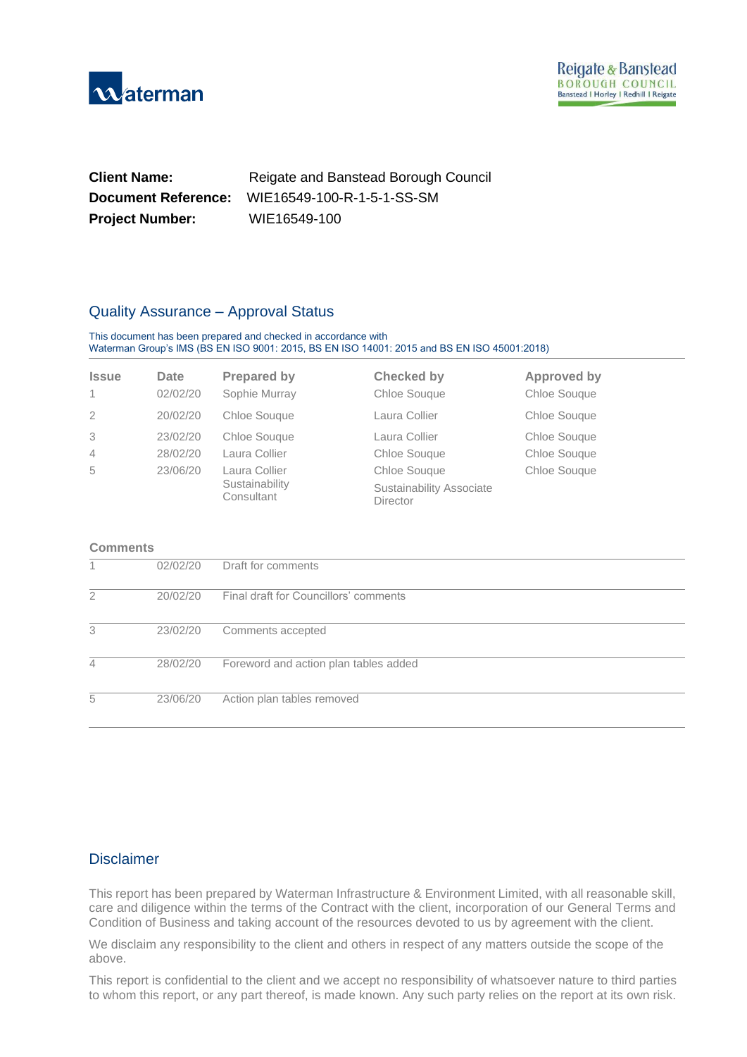| | |
|---|---|
| **Client Name:** | Reigate and Banstead Borough Council |
| **Document Reference:** | WIE16549-100-R-1-5-1-SS-SM |
| **Project Number:** | WIE16549-100 |

## Quality Assurance – Approval Status

This document has been prepared and checked in accordance with
Waterman Group's IMS (BS EN ISO 9001: 2015, BS EN ISO 14001: 2015 and BS EN ISO 45001:2018)

| Issue | Date | Prepared by | Checked by | Approved by |
|---|---|---|---|---|
| 1 | 02/02/20 | Sophie Murray | Chloe Souque | Chloe Souque |
| 2 | 20/02/20 | Chloe Souque | Laura Collier | Chloe Souque |
| 3 | 23/02/20 | Chloe Souque | Laura Collier | Chloe Souque |
| 4 | 28/02/20 | Laura Collier | Chloe Souque | Chloe Souque |
| 5 | 23/06/20 | Laura Collier<br>Sustainability Consultant | Chloe Souque<br>Sustainability Associate Director | Chloe Souque |

**Comments**

| | | |
|---|---|---|
| 1 | 02/02/20 | Draft for comments |
| 2 | 20/02/20 | Final draft for Councillors' comments |
| 3 | 23/02/20 | Comments accepted |
| 4 | 28/02/20 | Foreword and action plan tables added |
| 5 | 23/06/20 | Action plan tables removed |

## Disclaimer

This report has been prepared by Waterman Infrastructure & Environment Limited, with all reasonable skill, care and diligence within the terms of the Contract with the client, incorporation of our General Terms and Condition of Business and taking account of the resources devoted to us by agreement with the client.

We disclaim any responsibility to the client and others in respect of any matters outside the scope of the above.

This report is confidential to the client and we accept no responsibility of whatsoever nature to third parties to whom this report, or any part thereof, is made known. Any such party relies on the report at its own risk.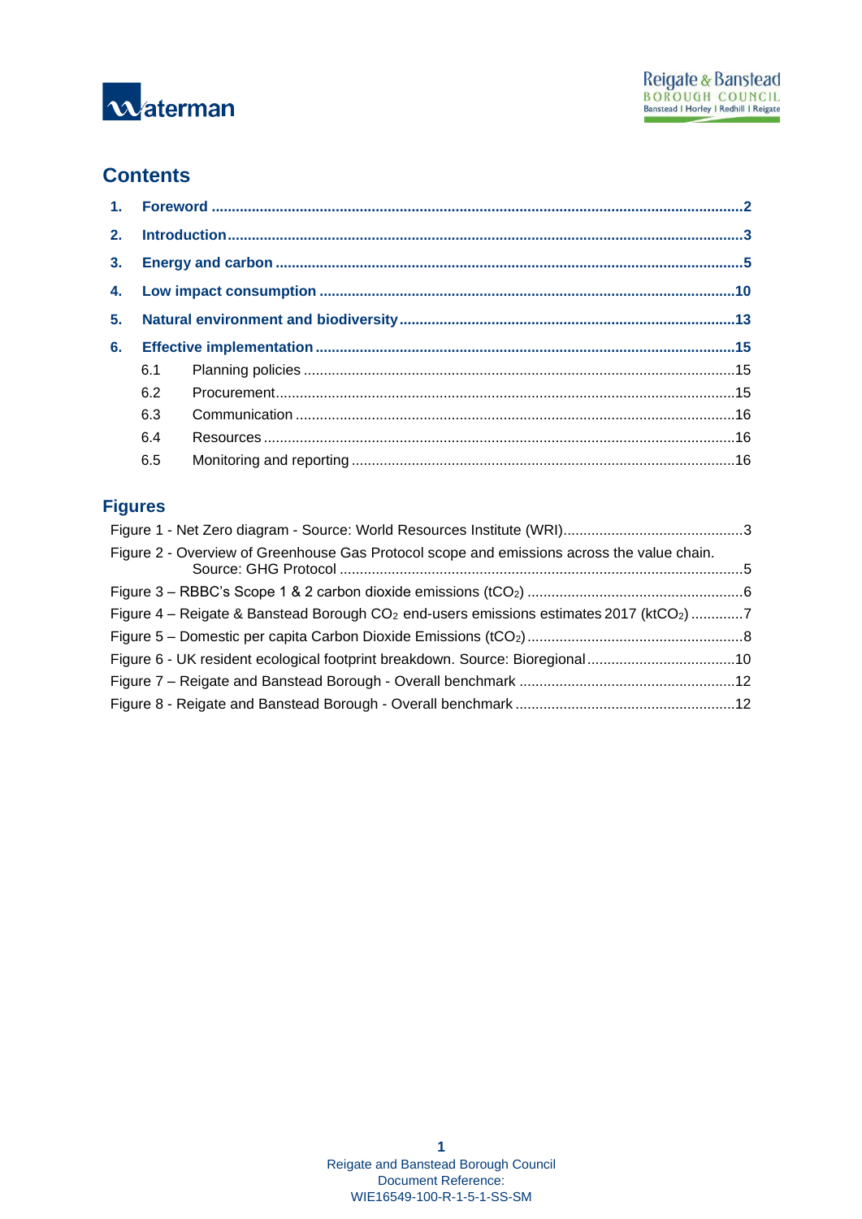## Contents

1. **Foreword** .......... 2
2. **Introduction** .......... 3
3. **Energy and carbon** .......... 5
4. **Low impact consumption** .......... 10
5. **Natural environment and biodiversity** .......... 13
6. **Effective implementation** .......... 15
   - 6.1 Planning policies .......... 15
   - 6.2 Procurement .......... 15
   - 6.3 Communication .......... 16
   - 6.4 Resources .......... 16
   - 6.5 Monitoring and reporting .......... 16

## Figures

Figure 1 - Net Zero diagram - Source: World Resources Institute (WRI) .......... 3

Figure 2 - Overview of Greenhouse Gas Protocol scope and emissions across the value chain. Source: GHG Protocol .......... 5

Figure 3 – RBBC's Scope 1 & 2 carbon dioxide emissions ($tCO_2$) .......... 6

Figure 4 – Reigate & Banstead Borough $CO_2$ end-users emissions estimates 2017 ($ktCO_2$) .......... 7

Figure 5 – Domestic per capita Carbon Dioxide Emissions ($tCO_2$) .......... 8

Figure 6 - UK resident ecological footprint breakdown. Source: Bioregional .......... 10

Figure 7 – Reigate and Banstead Borough - Overall benchmark .......... 12

Figure 8 - Reigate and Banstead Borough - Overall benchmark .......... 12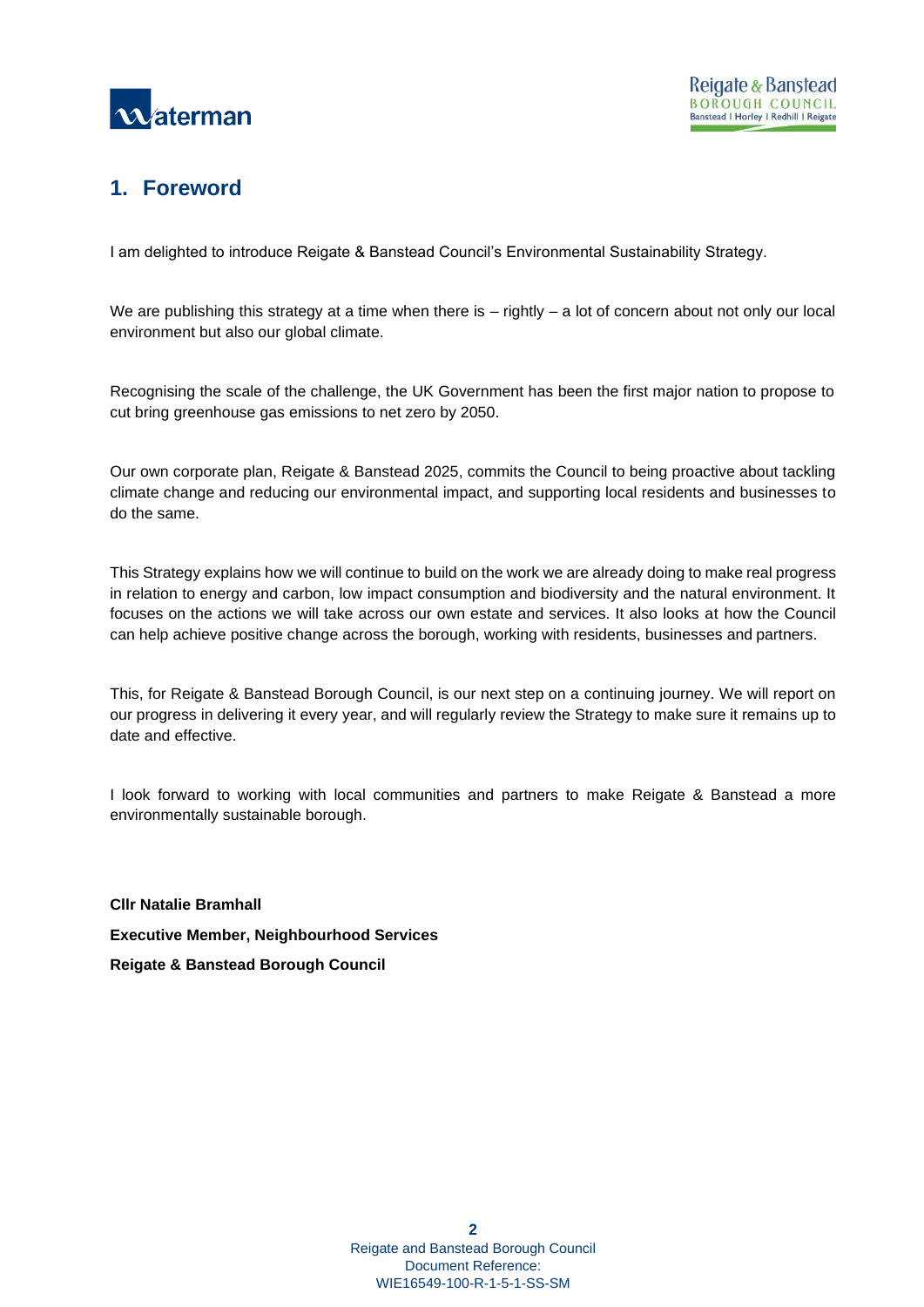## 1. Foreword

I am delighted to introduce Reigate & Banstead Council's Environmental Sustainability Strategy.

We are publishing this strategy at a time when there is – rightly – a lot of concern about not only our local environment but also our global climate.

Recognising the scale of the challenge, the UK Government has been the first major nation to propose to cut bring greenhouse gas emissions to net zero by 2050.

Our own corporate plan, Reigate & Banstead 2025, commits the Council to being proactive about tackling climate change and reducing our environmental impact, and supporting local residents and businesses to do the same.

This Strategy explains how we will continue to build on the work we are already doing to make real progress in relation to energy and carbon, low impact consumption and biodiversity and the natural environment. It focuses on the actions we will take across our own estate and services. It also looks at how the Council can help achieve positive change across the borough, working with residents, businesses and partners.

This, for Reigate & Banstead Borough Council, is our next step on a continuing journey. We will report on our progress in delivering it every year, and will regularly review the Strategy to make sure it remains up to date and effective.

I look forward to working with local communities and partners to make Reigate & Banstead a more environmentally sustainable borough.

**Cllr Natalie Bramhall**

**Executive Member, Neighbourhood Services**

**Reigate & Banstead Borough Council**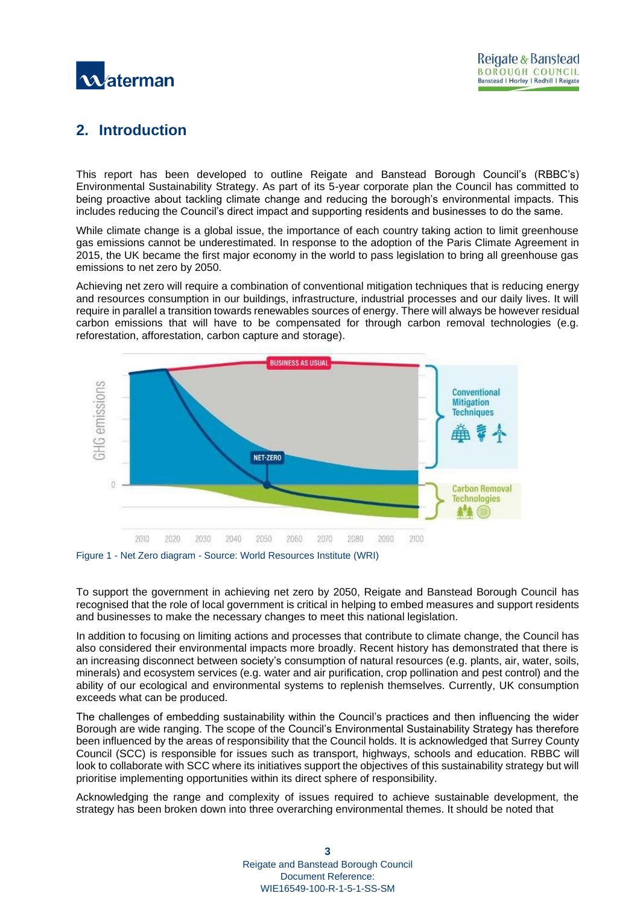## 2. Introduction

This report has been developed to outline Reigate and Banstead Borough Council's (RBBC's) Environmental Sustainability Strategy. As part of its 5-year corporate plan the Council has committed to being proactive about tackling climate change and reducing the borough's environmental impacts. This includes reducing the Council's direct impact and supporting residents and businesses to do the same.

While climate change is a global issue, the importance of each country taking action to limit greenhouse gas emissions cannot be underestimated. In response to the adoption of the Paris Climate Agreement in 2015, the UK became the first major economy in the world to pass legislation to bring all greenhouse gas emissions to net zero by 2050.

Achieving net zero will require a combination of conventional mitigation techniques that is reducing energy and resources consumption in our buildings, infrastructure, industrial processes and our daily lives. It will require in parallel a transition towards renewables sources of energy. There will always be however residual carbon emissions that will have to be compensated for through carbon removal technologies (e.g. reforestation, afforestation, carbon capture and storage).

Figure 1 - Net Zero diagram - Source: World Resources Institute (WRI)

To support the government in achieving net zero by 2050, Reigate and Banstead Borough Council has recognised that the role of local government is critical in helping to embed measures and support residents and businesses to make the necessary changes to meet this national legislation.

In addition to focusing on limiting actions and processes that contribute to climate change, the Council has also considered their environmental impacts more broadly. Recent history has demonstrated that there is an increasing disconnect between society's consumption of natural resources (e.g. plants, air, water, soils, minerals) and ecosystem services (e.g. water and air purification, crop pollination and pest control) and the ability of our ecological and environmental systems to replenish themselves. Currently, UK consumption exceeds what can be produced.

The challenges of embedding sustainability within the Council's practices and then influencing the wider Borough are wide ranging. The scope of the Council's Environmental Sustainability Strategy has therefore been influenced by the areas of responsibility that the Council holds. It is acknowledged that Surrey County Council (SCC) is responsible for issues such as transport, highways, schools and education. RBBC will look to collaborate with SCC where its initiatives support the objectives of this sustainability strategy but will prioritise implementing opportunities within its direct sphere of responsibility.

Acknowledging the range and complexity of issues required to achieve sustainable development, the strategy has been broken down into three overarching environmental themes. It should be noted that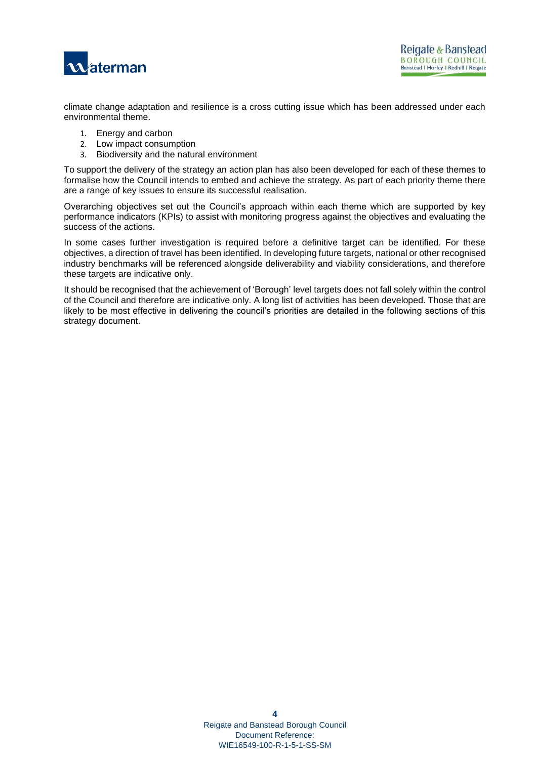climate change adaptation and resilience is a cross cutting issue which has been addressed under each environmental theme.

1. Energy and carbon
2. Low impact consumption
3. Biodiversity and the natural environment

To support the delivery of the strategy an action plan has also been developed for each of these themes to formalise how the Council intends to embed and achieve the strategy. As part of each priority theme there are a range of key issues to ensure its successful realisation.

Overarching objectives set out the Council's approach within each theme which are supported by key performance indicators (KPIs) to assist with monitoring progress against the objectives and evaluating the success of the actions.

In some cases further investigation is required before a definitive target can be identified. For these objectives, a direction of travel has been identified. In developing future targets, national or other recognised industry benchmarks will be referenced alongside deliverability and viability considerations, and therefore these targets are indicative only.

It should be recognised that the achievement of 'Borough' level targets does not fall solely within the control of the Council and therefore are indicative only. A long list of activities has been developed. Those that are likely to be most effective in delivering the council's priorities are detailed in the following sections of this strategy document.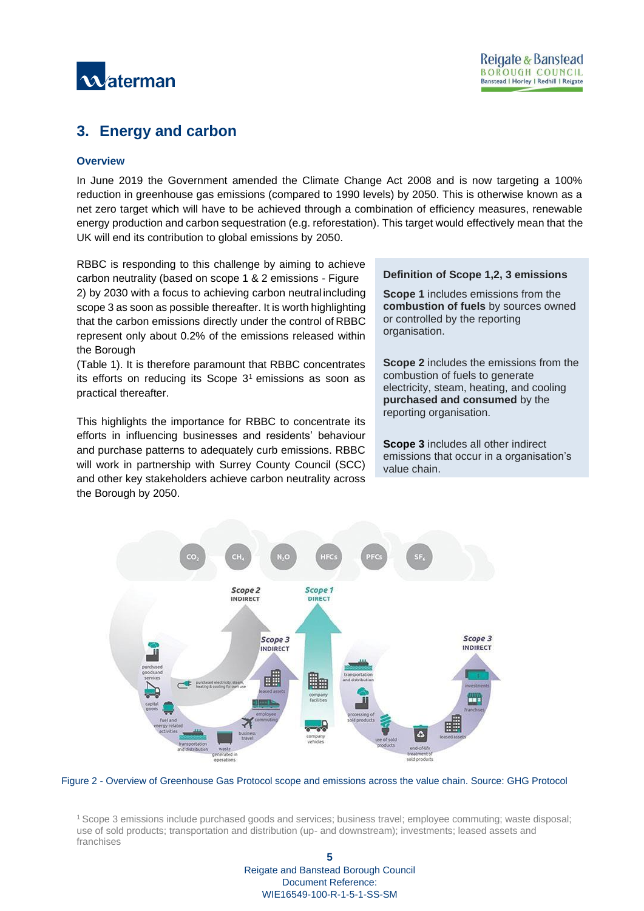## 3. Energy and carbon

### Overview

In June 2019 the Government amended the Climate Change Act 2008 and is now targeting a 100% reduction in greenhouse gas emissions (compared to 1990 levels) by 2050. This is otherwise known as a net zero target which will have to be achieved through a combination of efficiency measures, renewable energy production and carbon sequestration (e.g. reforestation). This target would effectively mean that the UK will end its contribution to global emissions by 2050.

RBBC is responding to this challenge by aiming to achieve carbon neutrality (based on scope 1 & 2 emissions - Figure 2) by 2030 with a focus to achieving carbon neutral including scope 3 as soon as possible thereafter. It is worth highlighting that the carbon emissions directly under the control of RBBC represent only about 0.2% of the emissions released within the Borough (Table 1). It is therefore paramount that RBBC concentrates its efforts on reducing its Scope 3[1] emissions as soon as practical thereafter.

This highlights the importance for RBBC to concentrate its efforts in influencing businesses and residents' behaviour and purchase patterns to adequately curb emissions. RBBC will work in partnership with Surrey County Council (SCC) and other key stakeholders achieve carbon neutrality across the Borough by 2050.

**Definition of Scope 1,2, 3 emissions**

**Scope 1** includes emissions from the **combustion of fuels** by sources owned or controlled by the reporting organisation.

**Scope 2** includes the emissions from the combustion of fuels to generate electricity, steam, heating, and cooling **purchased and consumed** by the reporting organisation.

**Scope 3** includes all other indirect emissions that occur in a organisation's value chain.

Figure 2 - Overview of Greenhouse Gas Protocol scope and emissions across the value chain. Source: GHG Protocol

[1] Scope 3 emissions include purchased goods and services; business travel; employee commuting; waste disposal; use of sold products; transportation and distribution (up- and downstream); investments; leased assets and franchises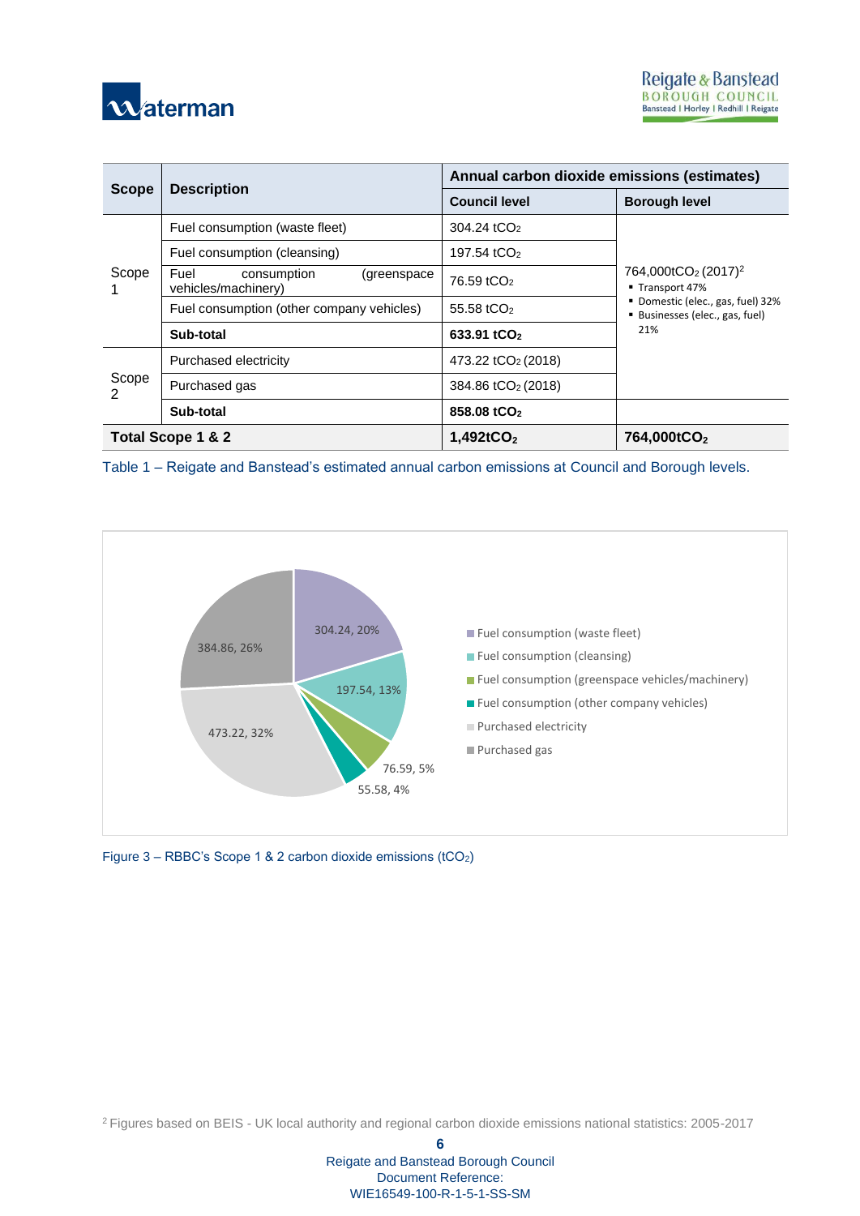| Scope | Description | Annual carbon dioxide emissions (estimates) | |
|---|---|---|---|
| | | Council level | Borough level |
| Scope 1 | Fuel consumption (waste fleet) | 304.24 $tCO_2$ | 764,000$tCO_2$ (2017)[2]<br>▪ Transport 47%<br>▪ Domestic (elec., gas, fuel) 32%<br>▪ Businesses (elec., gas, fuel) 21% |
| | Fuel consumption (cleansing) | 197.54 $tCO_2$ | |
| | Fuel consumption (greenspace vehicles/machinery) | 76.59 $tCO_2$ | |
| | Fuel consumption (other company vehicles) | 55.58 $tCO_2$ | |
| | **Sub-total** | **633.91 $tCO_2$** | |
| Scope 2 | Purchased electricity | 473.22 $tCO_2$ (2018) | |
| | Purchased gas | 384.86 $tCO_2$ (2018) | |
| | **Sub-total** | **858.08 $tCO_2$** | |
| **Total Scope 1 & 2** | | **1,492$tCO_2$** | **764,000$tCO_2$** |

Table 1 – Reigate and Banstead's estimated annual carbon emissions at Council and Borough levels.

| Category | $tCO_2$ | % |
|---|---|---|
| Fuel consumption (waste fleet) | 304.24 | 20% |
| Fuel consumption (cleansing) | 197.54 | 13% |
| Fuel consumption (greenspace vehicles/machinery) | 76.59 | 5% |
| Fuel consumption (other company vehicles) | 55.58 | 4% |
| Purchased electricity | 473.22 | 32% |
| Purchased gas | 384.86 | 26% |

Figure 3 – RBBC's Scope 1 & 2 carbon dioxide emissions ($tCO_2$)

[2] Figures based on BEIS - UK local authority and regional carbon dioxide emissions national statistics: 2005-2017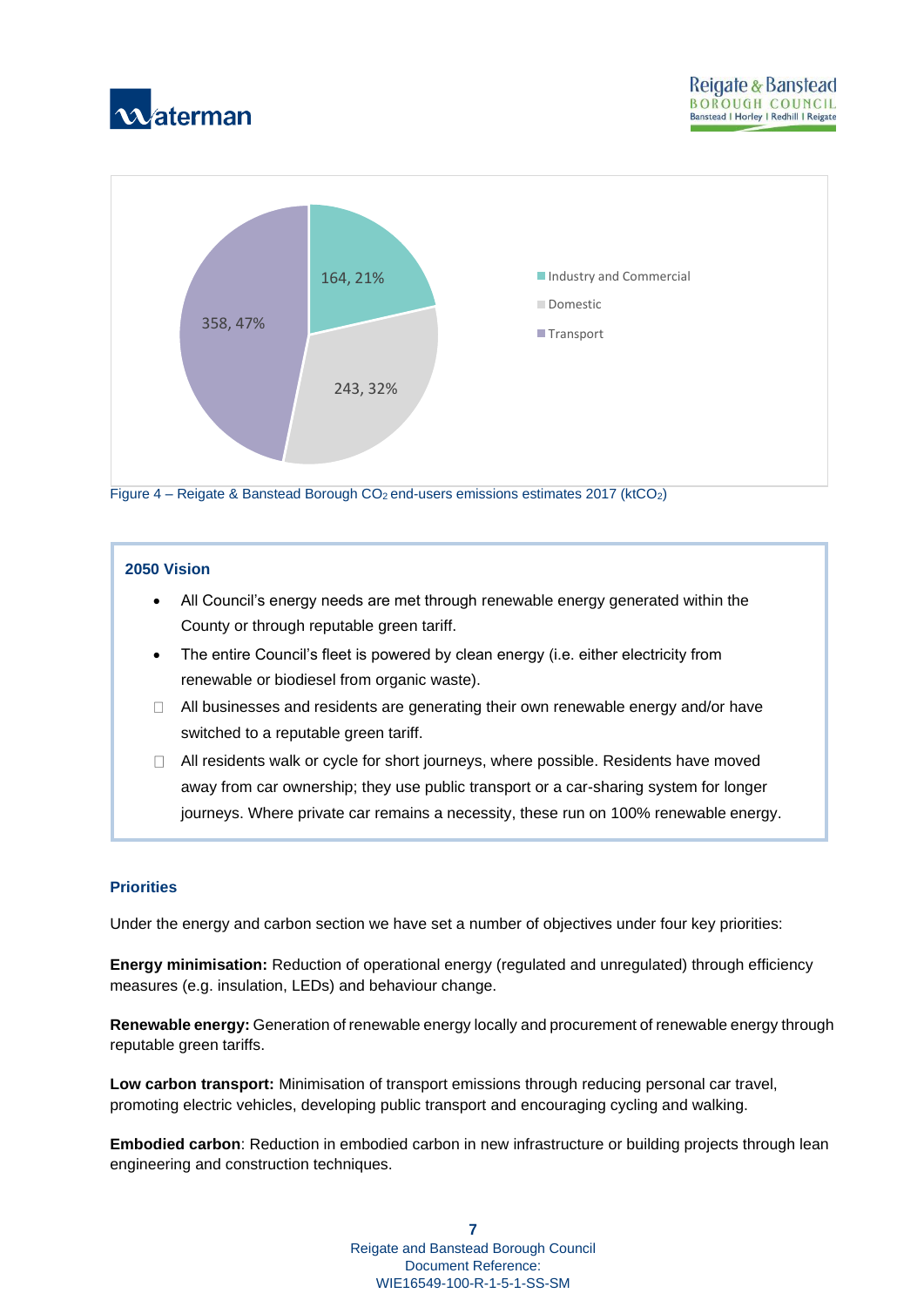Figure 4 – Reigate & Banstead Borough $CO_2$ end-users emissions estimates 2017 ($ktCO_2$)

### 2050 Vision

- All Council's energy needs are met through renewable energy generated within the County or through reputable green tariff.
- The entire Council's fleet is powered by clean energy (i.e. either electricity from renewable or biodiesel from organic waste).
- All businesses and residents are generating their own renewable energy and/or have switched to a reputable green tariff.
- All residents walk or cycle for short journeys, where possible. Residents have moved away from car ownership; they use public transport or a car-sharing system for longer journeys. Where private car remains a necessity, these run on 100% renewable energy.

### Priorities

Under the energy and carbon section we have set a number of objectives under four key priorities:

**Energy minimisation:** Reduction of operational energy (regulated and unregulated) through efficiency measures (e.g. insulation, LEDs) and behaviour change.

**Renewable energy:** Generation of renewable energy locally and procurement of renewable energy through reputable green tariffs.

**Low carbon transport:** Minimisation of transport emissions through reducing personal car travel, promoting electric vehicles, developing public transport and encouraging cycling and walking.

**Embodied carbon**: Reduction in embodied carbon in new infrastructure or building projects through lean engineering and construction techniques.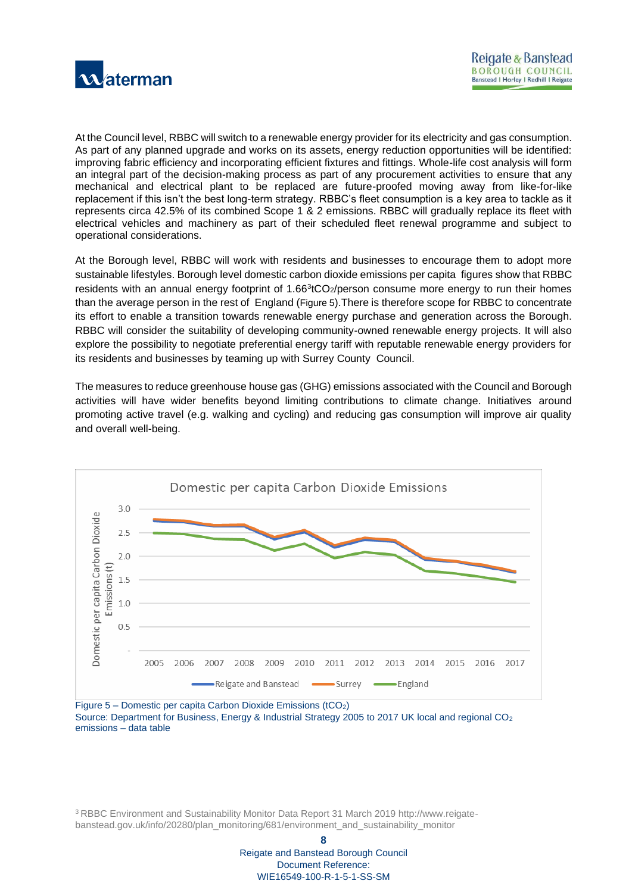At the Council level, RBBC will switch to a renewable energy provider for its electricity and gas consumption. As part of any planned upgrade and works on its assets, energy reduction opportunities will be identified: improving fabric efficiency and incorporating efficient fixtures and fittings. Whole-life cost analysis will form an integral part of the decision-making process as part of any procurement activities to ensure that any mechanical and electrical plant to be replaced are future-proofed moving away from like-for-like replacement if this isn't the best long-term strategy. RBBC's fleet consumption is a key area to tackle as it represents circa 42.5% of its combined Scope 1 & 2 emissions. RBBC will gradually replace its fleet with electrical vehicles and machinery as part of their scheduled fleet renewal programme and subject to operational considerations.

At the Borough level, RBBC will work with residents and businesses to encourage them to adopt more sustainable lifestyles. Borough level domestic carbon dioxide emissions per capita figures show that RBBC residents with an annual energy footprint of 1.66[3]$tCO_2$/person consume more energy to run their homes than the average person in the rest of England (Figure 5).There is therefore scope for RBBC to concentrate its effort to enable a transition towards renewable energy purchase and generation across the Borough. RBBC will consider the suitability of developing community-owned renewable energy projects. It will also explore the possibility to negotiate preferential energy tariff with reputable renewable energy providers for its residents and businesses by teaming up with Surrey County Council.

The measures to reduce greenhouse house gas (GHG) emissions associated with the Council and Borough activities will have wider benefits beyond limiting contributions to climate change. Initiatives around promoting active travel (e.g. walking and cycling) and reducing gas consumption will improve air quality and overall well-being.

Figure 5 – Domestic per capita Carbon Dioxide Emissions ($tCO_2$)
Source: Department for Business, Energy & Industrial Strategy 2005 to 2017 UK local and regional $CO_2$ emissions – data table

[3] RBBC Environment and Sustainability Monitor Data Report 31 March 2019 http://www.reigate-banstead.gov.uk/info/20280/plan_monitoring/681/environment_and_sustainability_monitor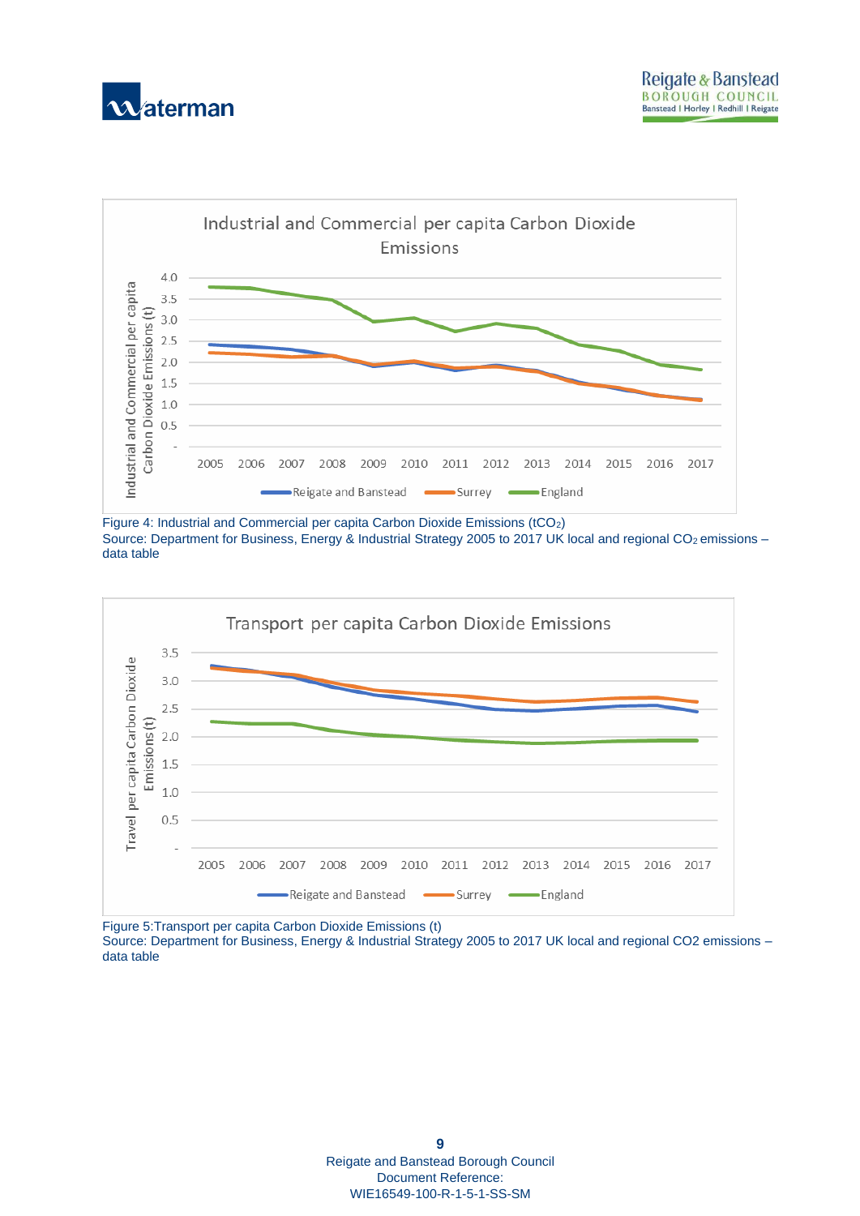Figure 4: Industrial and Commercial per capita Carbon Dioxide Emissions ($tCO_2$)
Source: Department for Business, Energy & Industrial Strategy 2005 to 2017 UK local and regional $CO_2$ emissions – data table

Figure 5:Transport per capita Carbon Dioxide Emissions (t)
Source: Department for Business, Energy & Industrial Strategy 2005 to 2017 UK local and regional CO2 emissions – data table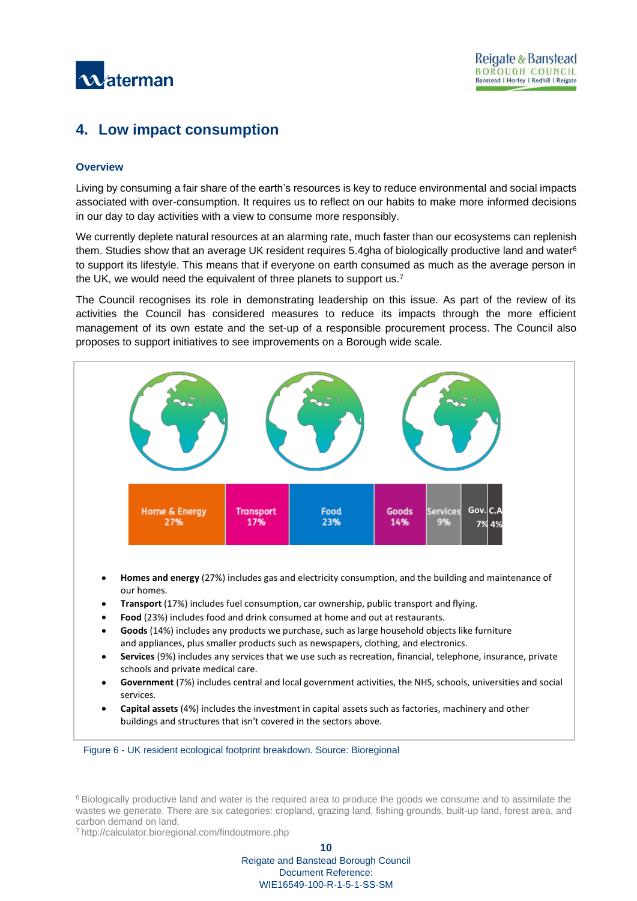# 4. Low impact consumption

### Overview

Living by consuming a fair share of the earth's resources is key to reduce environmental and social impacts associated with over-consumption. It requires us to reflect on our habits to make more informed decisions in our day to day activities with a view to consume more responsibly.

We currently deplete natural resources at an alarming rate, much faster than our ecosystems can replenish them. Studies show that an average UK resident requires 5.4gha of biologically productive land and water[6] to support its lifestyle. This means that if everyone on earth consumed as much as the average person in the UK, we would need the equivalent of three planets to support us.[7]

The Council recognises its role in demonstrating leadership on this issue. As part of the review of its activities the Council has considered measures to reduce its impacts through the more efficient management of its own estate and the set-up of a responsible procurement process. The Council also proposes to support initiatives to see improvements on a Borough wide scale.

| Home & Energy | Transport | Food | Goods | Services | Gov. | C.A |
|---|---|---|---|---|---|---|
| 27% | 17% | 23% | 14% | 9% | 7% | 4% |

- **Homes and energy** (27%) includes gas and electricity consumption, and the building and maintenance of our homes.
- **Transport** (17%) includes fuel consumption, car ownership, public transport and flying.
- **Food** (23%) includes food and drink consumed at home and out at restaurants.
- **Goods** (14%) includes any products we purchase, such as large household objects like furniture and appliances, plus smaller products such as newspapers, clothing, and electronics.
- **Services** (9%) includes any services that we use such as recreation, financial, telephone, insurance, private schools and private medical care.
- **Government** (7%) includes central and local government activities, the NHS, schools, universities and social services.
- **Capital assets** (4%) includes the investment in capital assets such as factories, machinery and other buildings and structures that isn't covered in the sectors above.

Figure 6 - UK resident ecological footprint breakdown. Source: Bioregional

[6] Biologically productive land and water is the required area to produce the goods we consume and to assimilate the wastes we generate. There are six categories: cropland, grazing land, fishing grounds, built-up land, forest area, and carbon demand on land.

[7] http://calculator.bioregional.com/findoutmore.php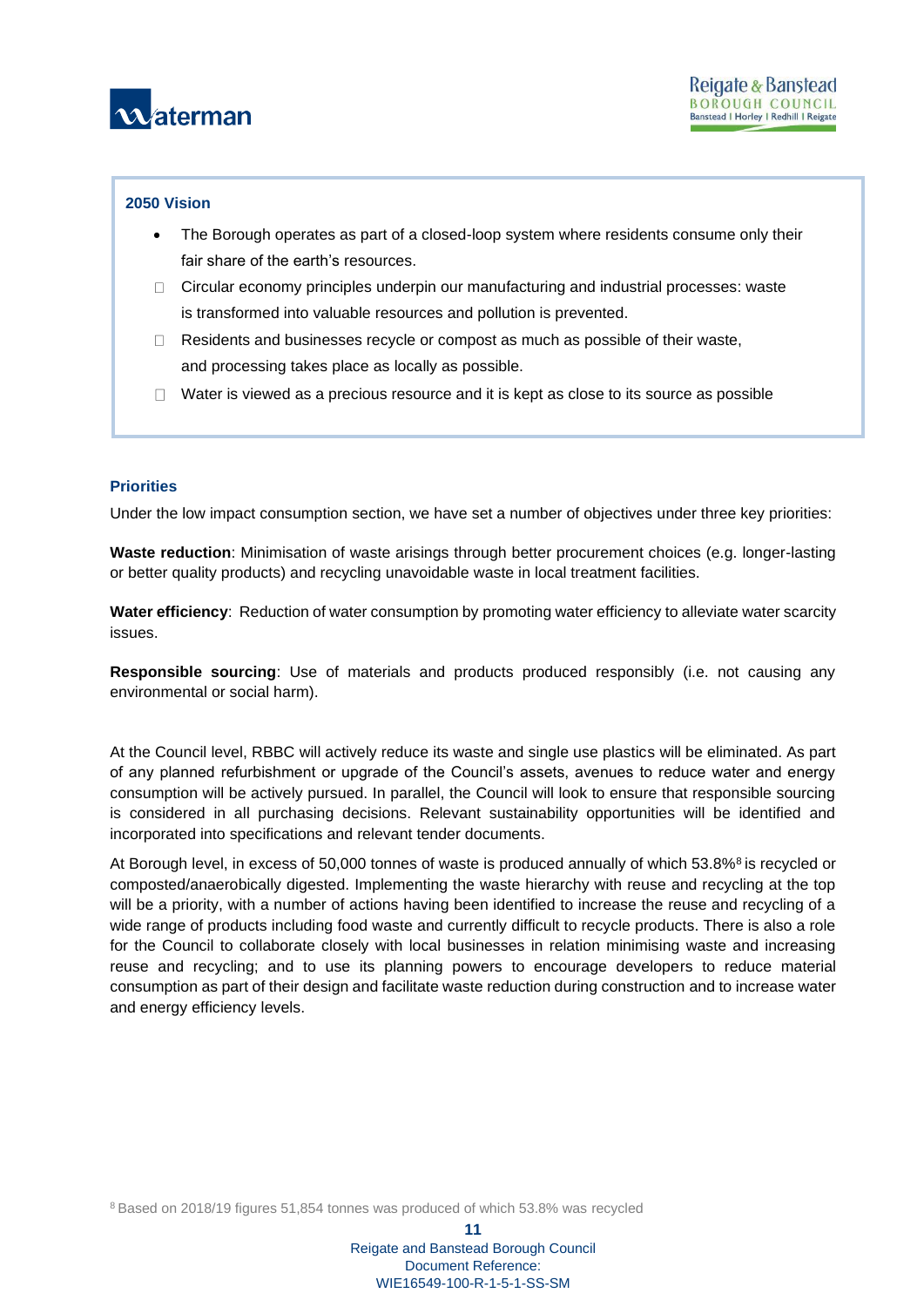**2050 Vision**

- The Borough operates as part of a closed-loop system where residents consume only their fair share of the earth's resources.
- Circular economy principles underpin our manufacturing and industrial processes: waste is transformed into valuable resources and pollution is prevented.
- Residents and businesses recycle or compost as much as possible of their waste, and processing takes place as locally as possible.
- Water is viewed as a precious resource and it is kept as close to its source as possible

### Priorities

Under the low impact consumption section, we have set a number of objectives under three key priorities:

**Waste reduction**: Minimisation of waste arisings through better procurement choices (e.g. longer-lasting or better quality products) and recycling unavoidable waste in local treatment facilities.

**Water efficiency**: Reduction of water consumption by promoting water efficiency to alleviate water scarcity issues.

**Responsible sourcing**: Use of materials and products produced responsibly (i.e. not causing any environmental or social harm).

At the Council level, RBBC will actively reduce its waste and single use plastics will be eliminated. As part of any planned refurbishment or upgrade of the Council's assets, avenues to reduce water and energy consumption will be actively pursued. In parallel, the Council will look to ensure that responsible sourcing is considered in all purchasing decisions. Relevant sustainability opportunities will be identified and incorporated into specifications and relevant tender documents.

At Borough level, in excess of 50,000 tonnes of waste is produced annually of which 53.8%[8] is recycled or composted/anaerobically digested. Implementing the waste hierarchy with reuse and recycling at the top will be a priority, with a number of actions having been identified to increase the reuse and recycling of a wide range of products including food waste and currently difficult to recycle products. There is also a role for the Council to collaborate closely with local businesses in relation minimising waste and increasing reuse and recycling; and to use its planning powers to encourage developers to reduce material consumption as part of their design and facilitate waste reduction during construction and to increase water and energy efficiency levels.

[8] Based on 2018/19 figures 51,854 tonnes was produced of which 53.8% was recycled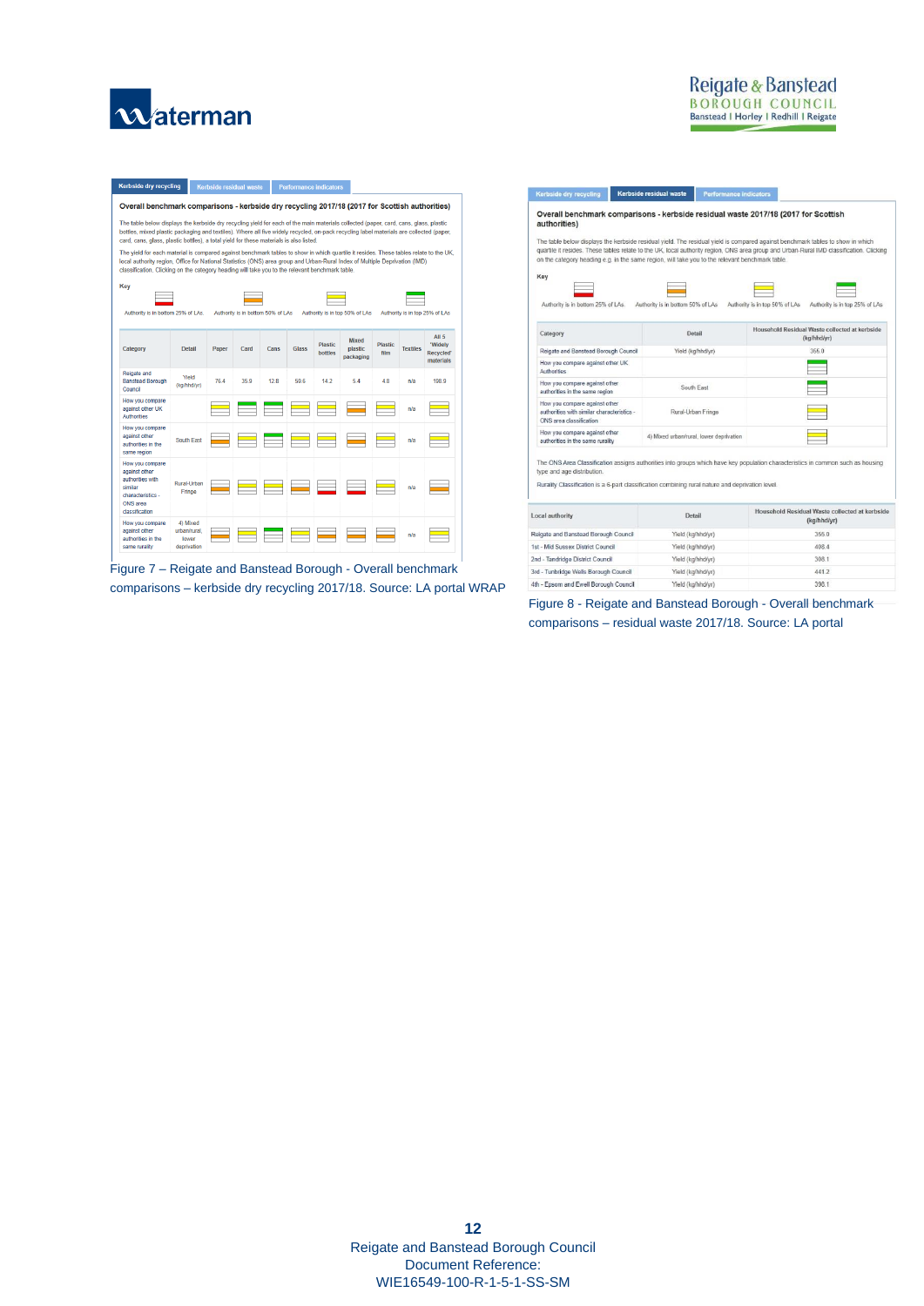Kerbside dry recycling | Kerbside residual waste | Performance indicators

**Overall benchmark comparisons - kerbside dry recycling 2017/18 (2017 for Scottish authorities)**

The table below displays the kerbside dry recycling yield for each of the main materials collected (paper, card, cans, glass, plastic bottles, mixed plastic packaging and textiles). Where all five widely recycled, on-pack recycling label materials are collected (paper, card, cans, glass, plastic bottles), a total yield for these materials is also listed.

The yield for each material is compared against benchmark tables to show in which quartile it resides. These tables relate to the UK, local authority region, Office for National Statistics (ONS) area group and Urban-Rural Index of Multiple Deprivation (IMD) classification. Clicking on the category heading will take you to the relevant benchmark table.

Key

Authority is in bottom 25% of LAs | Authority is in bottom 50% of LAs | Authority is in top 50% of LAs | Authority is in top 25% of LAs

| Category | Detail | Paper | Card | Cans | Glass | Plastic bottles | Mixed plastic packaging | Plastic film | Textiles | All 5 'Widely Recycled' materials |
|---|---|---|---|---|---|---|---|---|---|---|
| Reigate and Banstead Borough Council | Yield (kg/hhd/yr) | 76.4 | 35.9 | 12.8 | 59.6 | 14.2 | 5.4 | 4.8 | n/a | 198.9 |
| How you compare against other UK Authorities | | | | | | | | | n/a | |
| How you compare against other authorities in the same region | South East | | | | | | | | n/a | |
| How you compare against other authorities with similar characteristics - ONS area classification | Rural-Urban Fringe | | | | | | | | n/a | |
| How you compare against other authorities in the same rurality | 4) Mixed urban/rural, lower deprivation | | | | | | | | n/a | |

Figure 7 – Reigate and Banstead Borough - Overall benchmark comparisons – kerbside dry recycling 2017/18. Source: LA portal WRAP

Kerbside dry recycling | Kerbside residual waste | Performance indicators

**Overall benchmark comparisons - kerbside residual waste 2017/18 (2017 for Scottish authorities)**

The table below displays the kerbside residual yield. The residual yield is compared against benchmark tables to show in which quartile it resides. These tables relate to the UK, local authority region, ONS area group and Urban-Rural IMD classification. Clicking on the category heading e.g. in the same region, will take you to the relevant benchmark table.

Key

Authority is in bottom 25% of LAs | Authority is in bottom 50% of LAs | Authority is in top 50% of LAs | Authority is in top 25% of LAs

| Category | Detail | Household Residual Waste collected at kerbside (kg/hhd/yr) |
|---|---|---|
| Reigate and Banstead Borough Council | Yield (kg/hhd/yr) | 355.0 |
| How you compare against other UK Authorities | | |
| How you compare against other authorities in the same region | South East | |
| How you compare against other authorities with similar characteristics - ONS area classification | Rural-Urban Fringe | |
| How you compare against other authorities in the same rurality | 4) Mixed urban/rural, lower deprivation | |

The ONS Area Classification assigns authorities into groups which have key population characteristics in common such as housing type and age distribution.

Rurality Classification is a 6-part classification combining rural nature and deprivation level.

| Local authority | Detail | Household Residual Waste collected at kerbside (kg/hhd/yr) |
|---|---|---|
| Reigate and Banstead Borough Council | Yield (kg/hhd/yr) | 355.0 |
| 1st - Mid Sussex District Council | Yield (kg/hhd/yr) | 408.4 |
| 2nd - Tandridge District Council | Yield (kg/hhd/yr) | 398.1 |
| 3rd - Tunbridge Wells Borough Council | Yield (kg/hhd/yr) | 441.2 |
| 4th - Epsom and Ewell Borough Council | Yield (kg/hhd/yr) | 398.1 |

Figure 8 - Reigate and Banstead Borough - Overall benchmark comparisons – residual waste 2017/18. Source: LA portal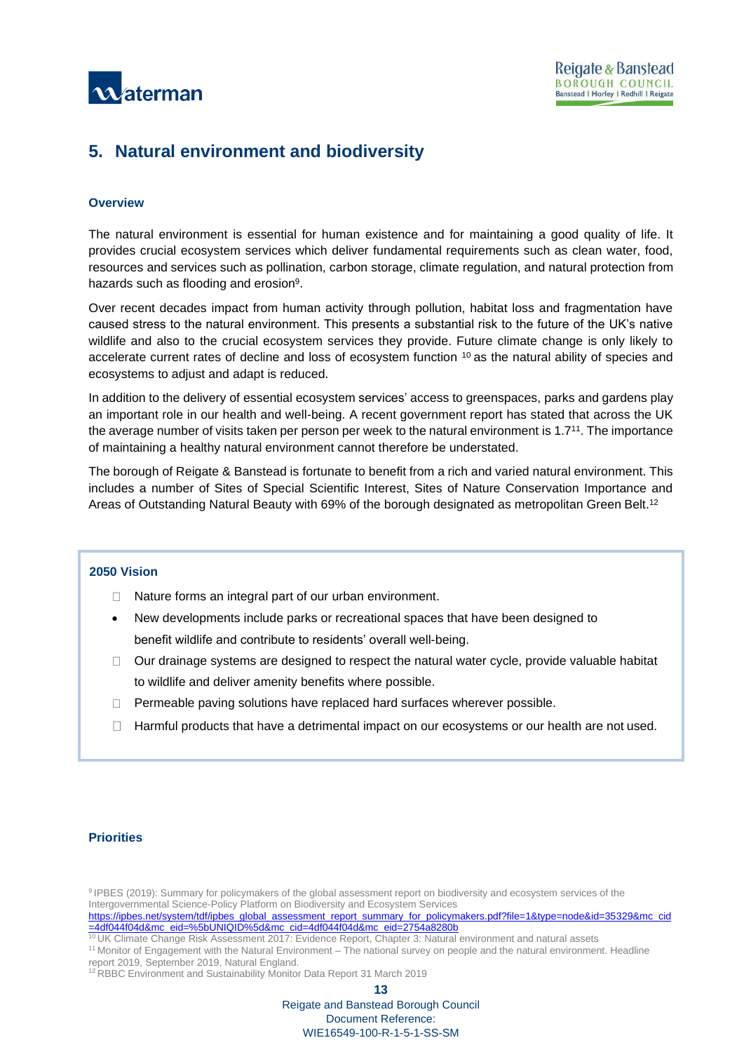## 5. Natural environment and biodiversity

### Overview

The natural environment is essential for human existence and for maintaining a good quality of life. It provides crucial ecosystem services which deliver fundamental requirements such as clean water, food, resources and services such as pollination, carbon storage, climate regulation, and natural protection from hazards such as flooding and erosion[9].

Over recent decades impact from human activity through pollution, habitat loss and fragmentation have caused stress to the natural environment. This presents a substantial risk to the future of the UK's native wildlife and also to the crucial ecosystem services they provide. Future climate change is only likely to accelerate current rates of decline and loss of ecosystem function [10] as the natural ability of species and ecosystems to adjust and adapt is reduced.

In addition to the delivery of essential ecosystem services' access to greenspaces, parks and gardens play an important role in our health and well-being. A recent government report has stated that across the UK the average number of visits taken per person per week to the natural environment is 1.7[11]. The importance of maintaining a healthy natural environment cannot therefore be understated.

The borough of Reigate & Banstead is fortunate to benefit from a rich and varied natural environment. This includes a number of Sites of Special Scientific Interest, Sites of Nature Conservation Importance and Areas of Outstanding Natural Beauty with 69% of the borough designated as metropolitan Green Belt.[12]

**2050 Vision**

- Nature forms an integral part of our urban environment.
- New developments include parks or recreational spaces that have been designed to benefit wildlife and contribute to residents' overall well-being.
- Our drainage systems are designed to respect the natural water cycle, provide valuable habitat to wildlife and deliver amenity benefits where possible.
- Permeable paving solutions have replaced hard surfaces wherever possible.
- Harmful products that have a detrimental impact on our ecosystems or our health are not used.

### Priorities

[9] IPBES (2019): Summary for policymakers of the global assessment report on biodiversity and ecosystem services of the Intergovernmental Science-Policy Platform on Biodiversity and Ecosystem Services https://ipbes.net/system/tdf/ipbes_global_assessment_report_summary_for_policymakers.pdf?file=1&type=node&id=35329&mc_cid=4df044f04d&mc_eid=%5BUNIQID%5d&mc_cid=4df044f04d&mc_eid=2754a8280b

[10] UK Climate Change Risk Assessment 2017: Evidence Report, Chapter 3: Natural environment and natural assets

[11] Monitor of Engagement with the Natural Environment – The national survey on people and the natural environment. Headline report 2019, September 2019, Natural England.

[12] RBBC Environment and Sustainability Monitor Data Report 31 March 2019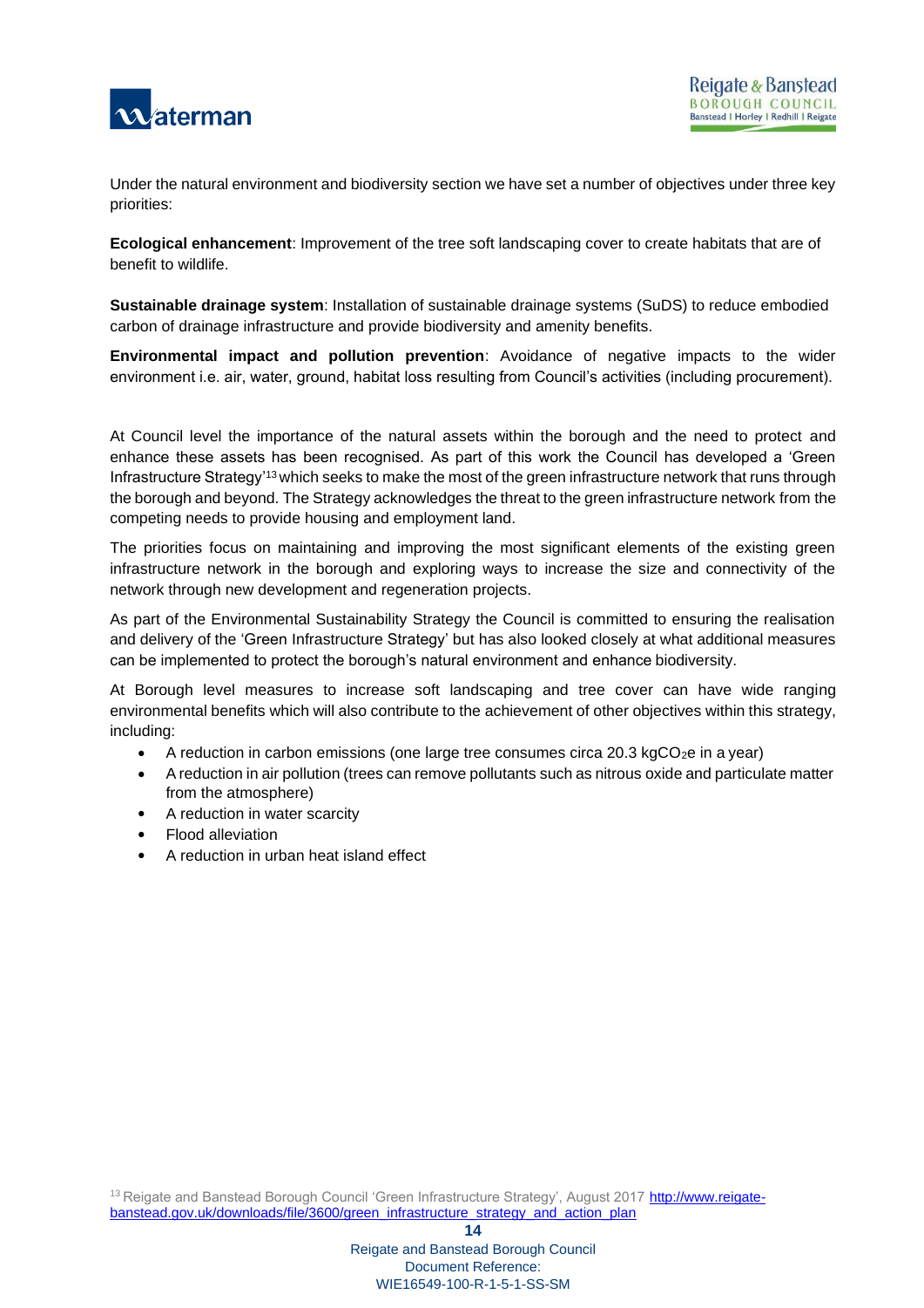Under the natural environment and biodiversity section we have set a number of objectives under three key priorities:

**Ecological enhancement**: Improvement of the tree soft landscaping cover to create habitats that are of benefit to wildlife.

**Sustainable drainage system**: Installation of sustainable drainage systems (SuDS) to reduce embodied carbon of drainage infrastructure and provide biodiversity and amenity benefits.

**Environmental impact and pollution prevention**: Avoidance of negative impacts to the wider environment i.e. air, water, ground, habitat loss resulting from Council's activities (including procurement).

At Council level the importance of the natural assets within the borough and the need to protect and enhance these assets has been recognised. As part of this work the Council has developed a 'Green Infrastructure Strategy'[13] which seeks to make the most of the green infrastructure network that runs through the borough and beyond. The Strategy acknowledges the threat to the green infrastructure network from the competing needs to provide housing and employment land.

The priorities focus on maintaining and improving the most significant elements of the existing green infrastructure network in the borough and exploring ways to increase the size and connectivity of the network through new development and regeneration projects.

As part of the Environmental Sustainability Strategy the Council is committed to ensuring the realisation and delivery of the 'Green Infrastructure Strategy' but has also looked closely at what additional measures can be implemented to protect the borough's natural environment and enhance biodiversity.

At Borough level measures to increase soft landscaping and tree cover can have wide ranging environmental benefits which will also contribute to the achievement of other objectives within this strategy, including:

- A reduction in carbon emissions (one large tree consumes circa 20.3 kg$CO_2$e in a year)
- A reduction in air pollution (trees can remove pollutants such as nitrous oxide and particulate matter from the atmosphere)
- A reduction in water scarcity
- Flood alleviation
- A reduction in urban heat island effect

[13] Reigate and Banstead Borough Council 'Green Infrastructure Strategy', August 2017 [http://www.reigate-banstead.gov.uk/downloads/file/3600/green_infrastructure_strategy_and_action_plan](http://www.reigate-banstead.gov.uk/downloads/file/3600/green_infrastructure_strategy_and_action_plan)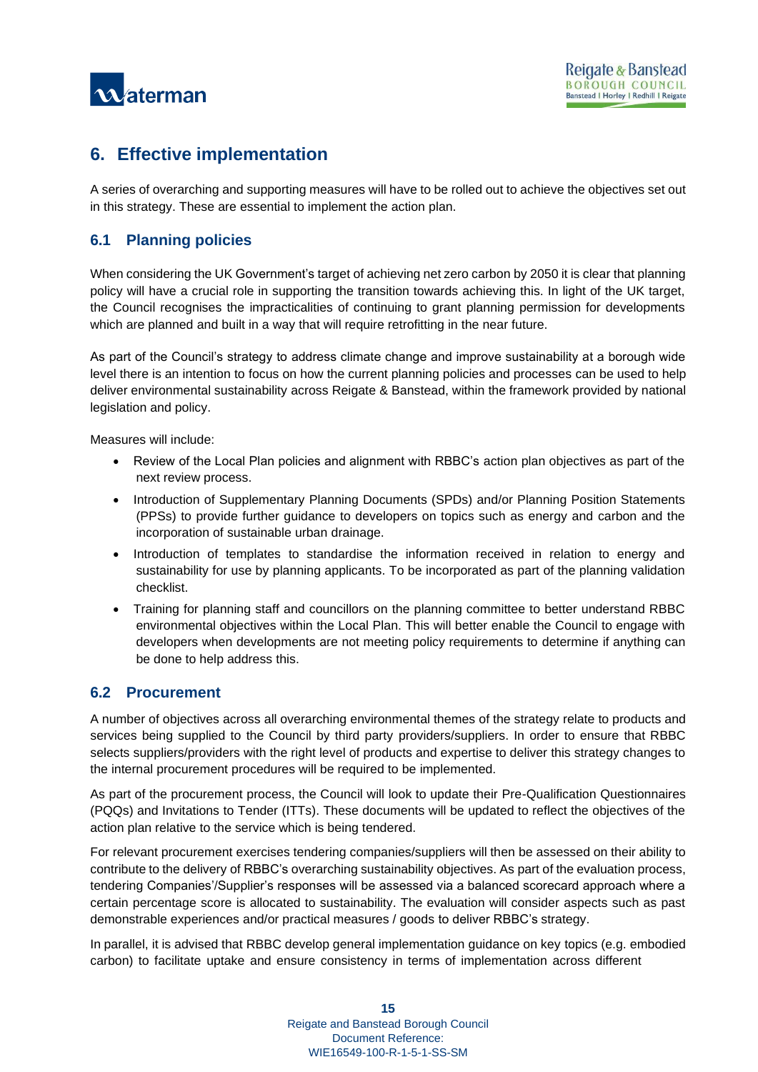## 6. Effective implementation

A series of overarching and supporting measures will have to be rolled out to achieve the objectives set out in this strategy. These are essential to implement the action plan.

### 6.1 Planning policies

When considering the UK Government's target of achieving net zero carbon by 2050 it is clear that planning policy will have a crucial role in supporting the transition towards achieving this. In light of the UK target, the Council recognises the impracticalities of continuing to grant planning permission for developments which are planned and built in a way that will require retrofitting in the near future.

As part of the Council's strategy to address climate change and improve sustainability at a borough wide level there is an intention to focus on how the current planning policies and processes can be used to help deliver environmental sustainability across Reigate & Banstead, within the framework provided by national legislation and policy.

Measures will include:

- Review of the Local Plan policies and alignment with RBBC's action plan objectives as part of the next review process.
- Introduction of Supplementary Planning Documents (SPDs) and/or Planning Position Statements (PPSs) to provide further guidance to developers on topics such as energy and carbon and the incorporation of sustainable urban drainage.
- Introduction of templates to standardise the information received in relation to energy and sustainability for use by planning applicants. To be incorporated as part of the planning validation checklist.
- Training for planning staff and councillors on the planning committee to better understand RBBC environmental objectives within the Local Plan. This will better enable the Council to engage with developers when developments are not meeting policy requirements to determine if anything can be done to help address this.

### 6.2 Procurement

A number of objectives across all overarching environmental themes of the strategy relate to products and services being supplied to the Council by third party providers/suppliers. In order to ensure that RBBC selects suppliers/providers with the right level of products and expertise to deliver this strategy changes to the internal procurement procedures will be required to be implemented.

As part of the procurement process, the Council will look to update their Pre-Qualification Questionnaires (PQQs) and Invitations to Tender (ITTs). These documents will be updated to reflect the objectives of the action plan relative to the service which is being tendered.

For relevant procurement exercises tendering companies/suppliers will then be assessed on their ability to contribute to the delivery of RBBC's overarching sustainability objectives. As part of the evaluation process, tendering Companies'/Supplier's responses will be assessed via a balanced scorecard approach where a certain percentage score is allocated to sustainability. The evaluation will consider aspects such as past demonstrable experiences and/or practical measures / goods to deliver RBBC's strategy.

In parallel, it is advised that RBBC develop general implementation guidance on key topics (e.g. embodied carbon) to facilitate uptake and ensure consistency in terms of implementation across different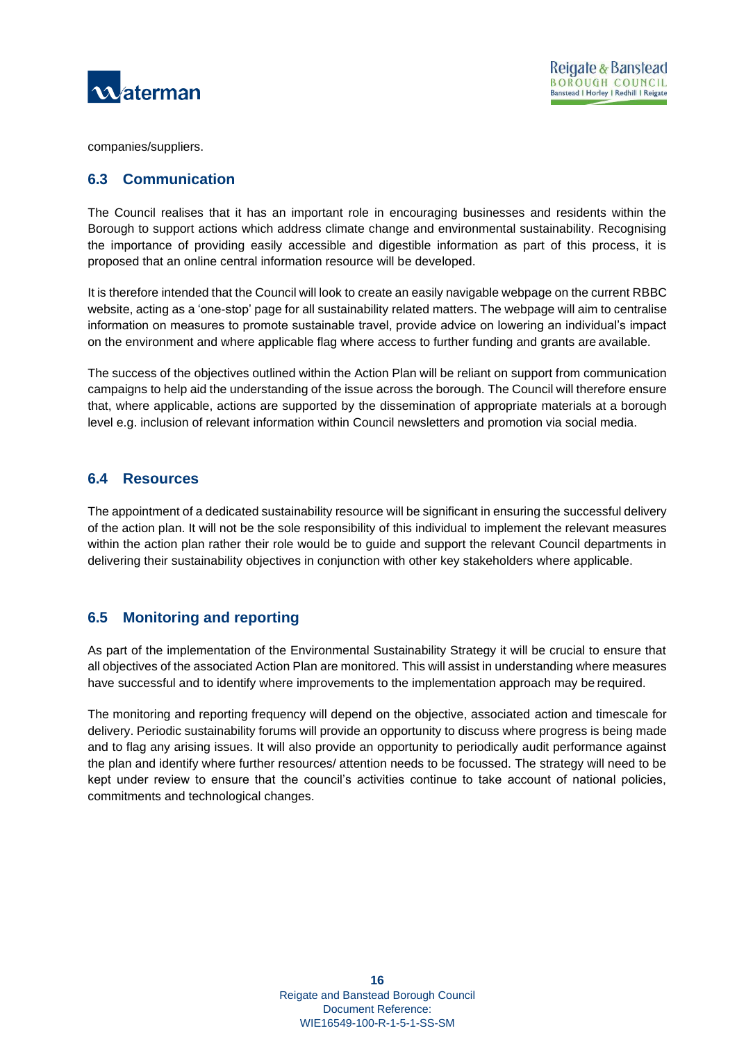companies/suppliers.

## 6.3 Communication

The Council realises that it has an important role in encouraging businesses and residents within the Borough to support actions which address climate change and environmental sustainability. Recognising the importance of providing easily accessible and digestible information as part of this process, it is proposed that an online central information resource will be developed.

It is therefore intended that the Council will look to create an easily navigable webpage on the current RBBC website, acting as a 'one-stop' page for all sustainability related matters. The webpage will aim to centralise information on measures to promote sustainable travel, provide advice on lowering an individual's impact on the environment and where applicable flag where access to further funding and grants are available.

The success of the objectives outlined within the Action Plan will be reliant on support from communication campaigns to help aid the understanding of the issue across the borough. The Council will therefore ensure that, where applicable, actions are supported by the dissemination of appropriate materials at a borough level e.g. inclusion of relevant information within Council newsletters and promotion via social media.

## 6.4 Resources

The appointment of a dedicated sustainability resource will be significant in ensuring the successful delivery of the action plan. It will not be the sole responsibility of this individual to implement the relevant measures within the action plan rather their role would be to guide and support the relevant Council departments in delivering their sustainability objectives in conjunction with other key stakeholders where applicable.

## 6.5 Monitoring and reporting

As part of the implementation of the Environmental Sustainability Strategy it will be crucial to ensure that all objectives of the associated Action Plan are monitored. This will assist in understanding where measures have successful and to identify where improvements to the implementation approach may be required.

The monitoring and reporting frequency will depend on the objective, associated action and timescale for delivery. Periodic sustainability forums will provide an opportunity to discuss where progress is being made and to flag any arising issues. It will also provide an opportunity to periodically audit performance against the plan and identify where further resources/ attention needs to be focussed. The strategy will need to be kept under review to ensure that the council's activities continue to take account of national policies, commitments and technological changes.